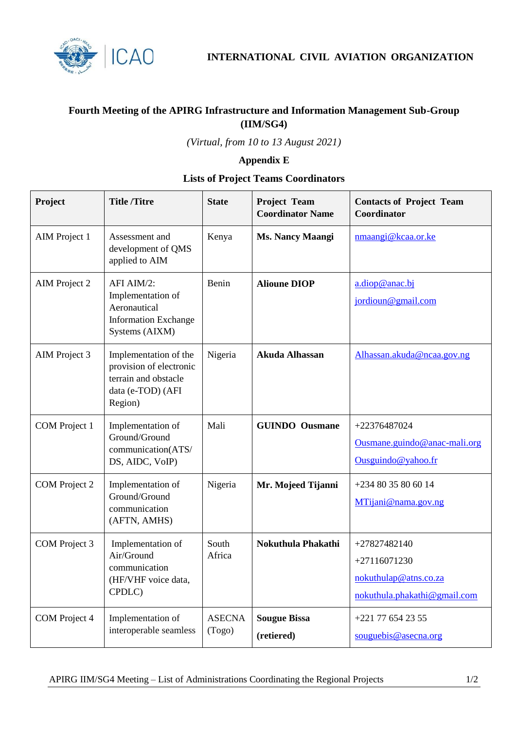**INTERNATIONAL CIVIL AVIATION ORGANIZATION**

## Fourth Meeting of the APIRG Infrastructure and Information Management Sub-Group (IIM/SG4)

*(Virtual, from 10 to 13 August 2021)*

**Appendix E**

**Lists of Project Teams Coordinators**

| Project | Title /Titre | State | Project Team Coordinator Name | Contacts of Project Team Coordinator |
|---|---|---|---|---|
| AIM Project 1 | Assessment and development of QMS applied to AIM | Kenya | **Ms. Nancy Maangi** | nmaangi@kcaa.or.ke |
| AIM Project 2 | AFI AIM/2: Implementation of Aeronautical Information Exchange Systems (AIXM) | Benin | **Alioune DIOP** | a.diop@anac.bj<br>jordioun@gmail.com |
| AIM Project 3 | Implementation of the provision of electronic terrain and obstacle data (e-TOD) (AFI Region) | Nigeria | **Akuda Alhassan** | Alhassan.akuda@ncaa.gov.ng |
| COM Project 1 | Implementation of Ground/Ground communication(ATS/ DS, AIDC, VoIP) | Mali | **GUINDO Ousmane** | +22376487024<br>Ousmane.guindo@anac-mali.org<br>Ousguindo@yahoo.fr |
| COM Project 2 | Implementation of Ground/Ground communication (AFTN, AMHS) | Nigeria | **Mr. Mojeed Tijanni** | +234 80 35 80 60 14<br>MTijani@nama.gov.ng |
| COM Project 3 | Implementation of Air/Ground communication (HF/VHF voice data, CPDLC) | South Africa | **Nokuthula Phakathi** | +27827482140<br>+27116071230<br>nokuthulap@atns.co.za<br>nokuthula.phakathi@gmail.com |
| COM Project 4 | Implementation of interoperable seamless | ASECNA (Togo) | **Sougue Bissa (retiered)** | +221 77 654 23 55<br>souguebis@asecna.org |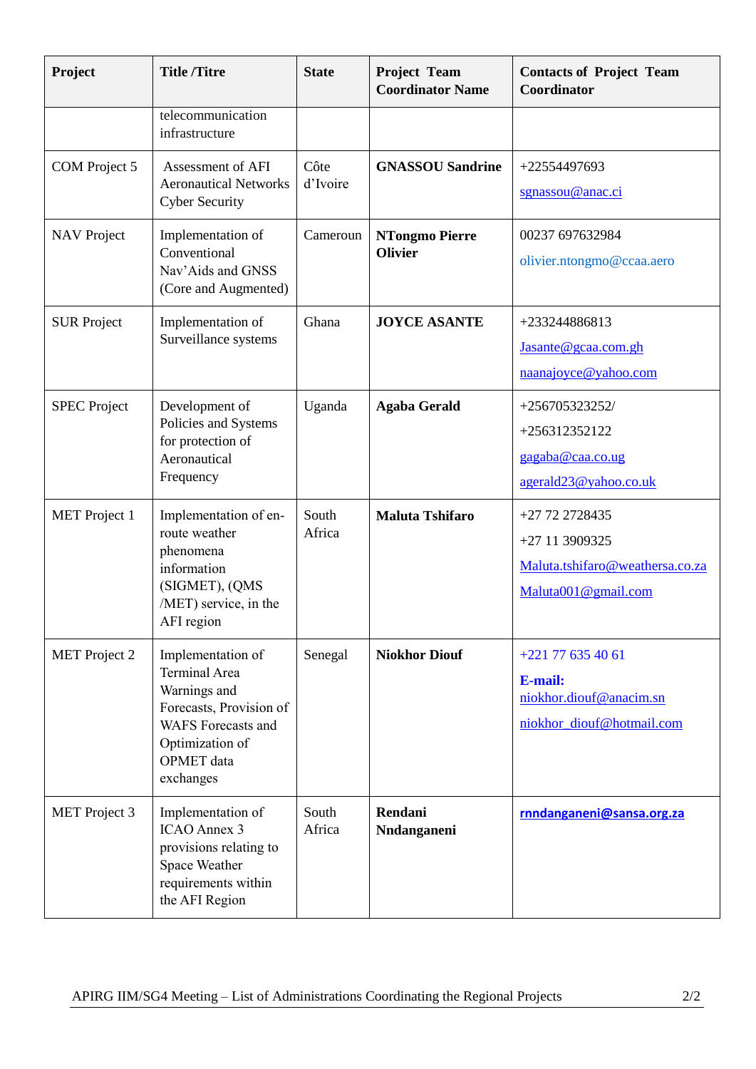| Project | Title /Titre | State | Project Team Coordinator Name | Contacts of Project Team Coordinator |
|---|---|---|---|---|
| | telecommunication infrastructure | | | |
| COM Project 5 | Assessment of AFI Aeronautical Networks Cyber Security | Côte d'Ivoire | **GNASSOU Sandrine** | +22554497693 sgnassou@anac.ci |
| NAV Project | Implementation of Conventional Nav'Aids and GNSS (Core and Augmented) | Cameroun | **NTongmo Pierre Olivier** | 00237 697632984 olivier.ntongmo@ccaa.aero |
| SUR Project | Implementation of Surveillance systems | Ghana | **JOYCE ASANTE** | +233244886813 Jasante@gcaa.com.gh naanajoyce@yahoo.com |
| SPEC Project | Development of Policies and Systems for protection of Aeronautical Frequency | Uganda | **Agaba Gerald** | +256705323252/ +256312352122 gagaba@caa.co.ug agerald23@yahoo.co.uk |
| MET Project 1 | Implementation of en-route weather phenomena information (SIGMET), (QMS /MET) service, in the AFI region | South Africa | **Maluta Tshifaro** | +27 72 2728435 +27 11 3909325 Maluta.tshifaro@weathersa.co.za Maluta001@gmail.com |
| MET Project 2 | Implementation of Terminal Area Warnings and Forecasts, Provision of WAFS Forecasts and Optimization of OPMET data exchanges | Senegal | **Niokhor Diouf** | +221 77 635 40 61 **E-mail:** niokhor.diouf@anacim.sn niokhor_diouf@hotmail.com |
| MET Project 3 | Implementation of ICAO Annex 3 provisions relating to Space Weather requirements within the AFI Region | South Africa | **Rendani Nndanganeni** | **rnndanganeni@sansa.org.za** |